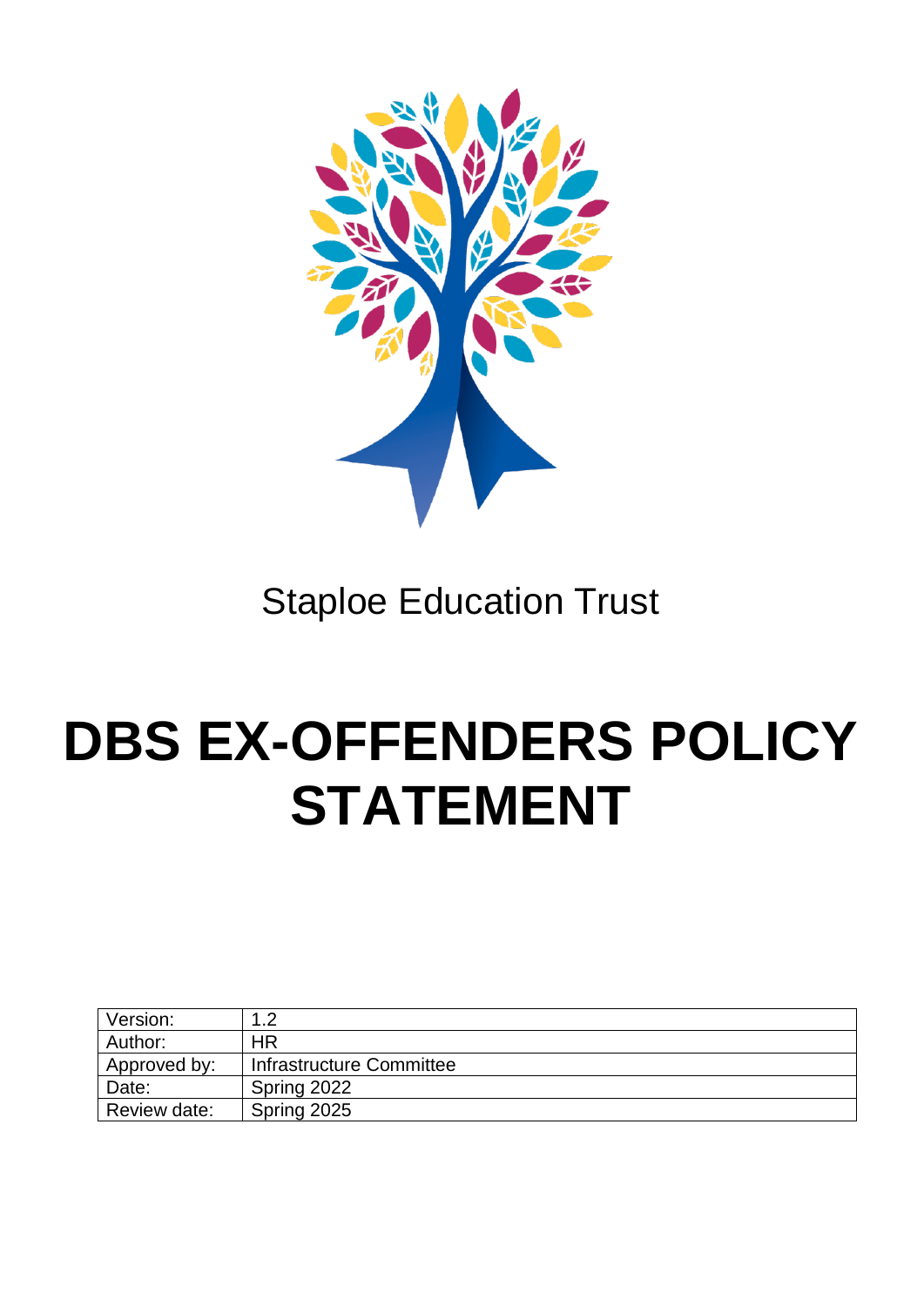Staploe Education Trust

# DBS EX-OFFENDERS POLICY STATEMENT

| Version: | 1.2 |
| --- | --- |
| Author: | HR |
| Approved by: | Infrastructure Committee |
| Date: | Spring 2022 |
| Review date: | Spring 2025 |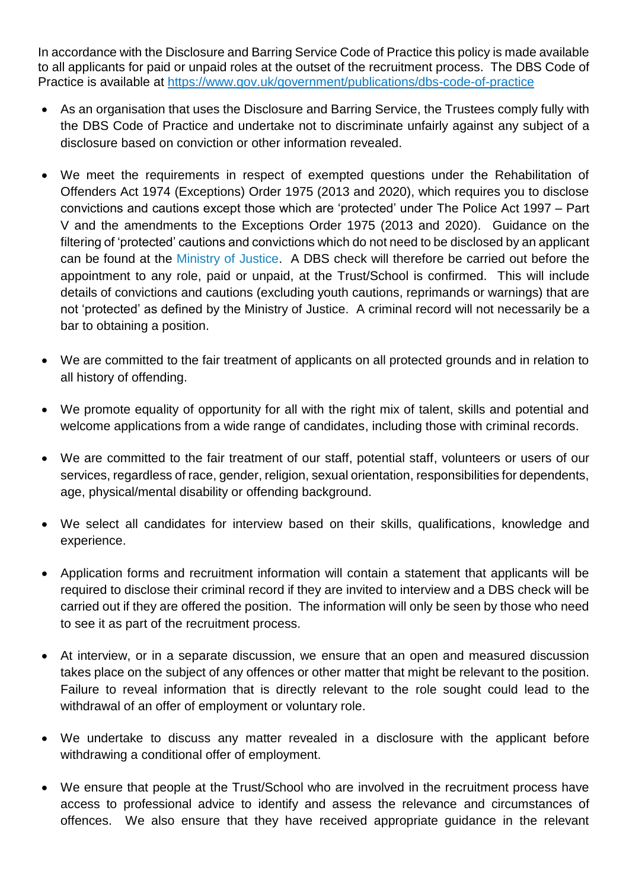In accordance with the Disclosure and Barring Service Code of Practice this policy is made available to all applicants for paid or unpaid roles at the outset of the recruitment process. The DBS Code of Practice is available at https://www.gov.uk/government/publications/dbs-code-of-practice

- As an organisation that uses the Disclosure and Barring Service, the Trustees comply fully with the DBS Code of Practice and undertake not to discriminate unfairly against any subject of a disclosure based on conviction or other information revealed.

- We meet the requirements in respect of exempted questions under the Rehabilitation of Offenders Act 1974 (Exceptions) Order 1975 (2013 and 2020), which requires you to disclose convictions and cautions except those which are 'protected' under The Police Act 1997 – Part V and the amendments to the Exceptions Order 1975 (2013 and 2020). Guidance on the filtering of 'protected' cautions and convictions which do not need to be disclosed by an applicant can be found at the Ministry of Justice. A DBS check will therefore be carried out before the appointment to any role, paid or unpaid, at the Trust/School is confirmed. This will include details of convictions and cautions (excluding youth cautions, reprimands or warnings) that are not 'protected' as defined by the Ministry of Justice. A criminal record will not necessarily be a bar to obtaining a position.

- We are committed to the fair treatment of applicants on all protected grounds and in relation to all history of offending.

- We promote equality of opportunity for all with the right mix of talent, skills and potential and welcome applications from a wide range of candidates, including those with criminal records.

- We are committed to the fair treatment of our staff, potential staff, volunteers or users of our services, regardless of race, gender, religion, sexual orientation, responsibilities for dependents, age, physical/mental disability or offending background.

- We select all candidates for interview based on their skills, qualifications, knowledge and experience.

- Application forms and recruitment information will contain a statement that applicants will be required to disclose their criminal record if they are invited to interview and a DBS check will be carried out if they are offered the position. The information will only be seen by those who need to see it as part of the recruitment process.

- At interview, or in a separate discussion, we ensure that an open and measured discussion takes place on the subject of any offences or other matter that might be relevant to the position. Failure to reveal information that is directly relevant to the role sought could lead to the withdrawal of an offer of employment or voluntary role.

- We undertake to discuss any matter revealed in a disclosure with the applicant before withdrawing a conditional offer of employment.

- We ensure that people at the Trust/School who are involved in the recruitment process have access to professional advice to identify and assess the relevance and circumstances of offences. We also ensure that they have received appropriate guidance in the relevant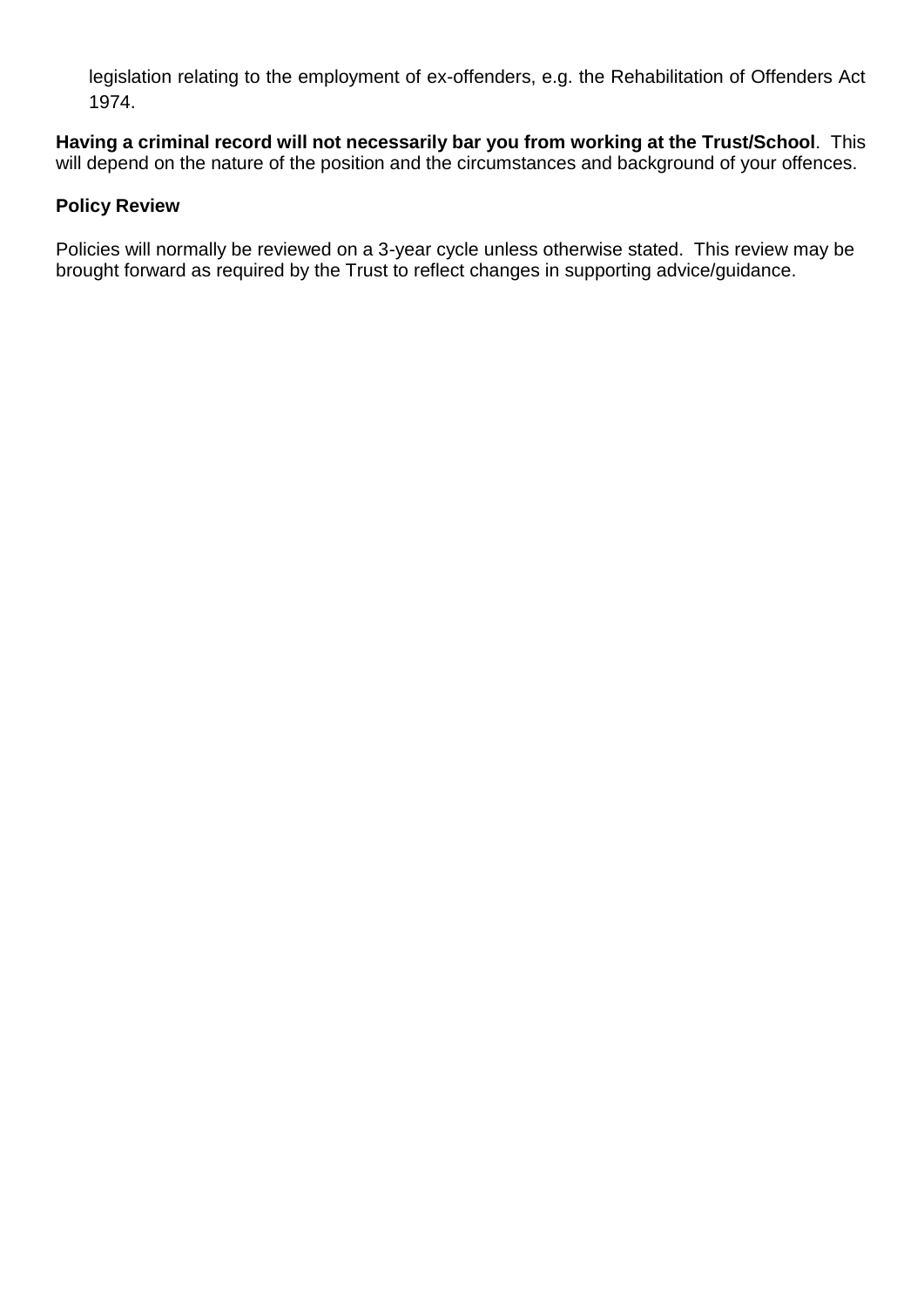legislation relating to the employment of ex-offenders, e.g. the Rehabilitation of Offenders Act 1974.

**Having a criminal record will not necessarily bar you from working at the Trust/School**. This will depend on the nature of the position and the circumstances and background of your offences.

**Policy Review**

Policies will normally be reviewed on a 3-year cycle unless otherwise stated. This review may be brought forward as required by the Trust to reflect changes in supporting advice/guidance.